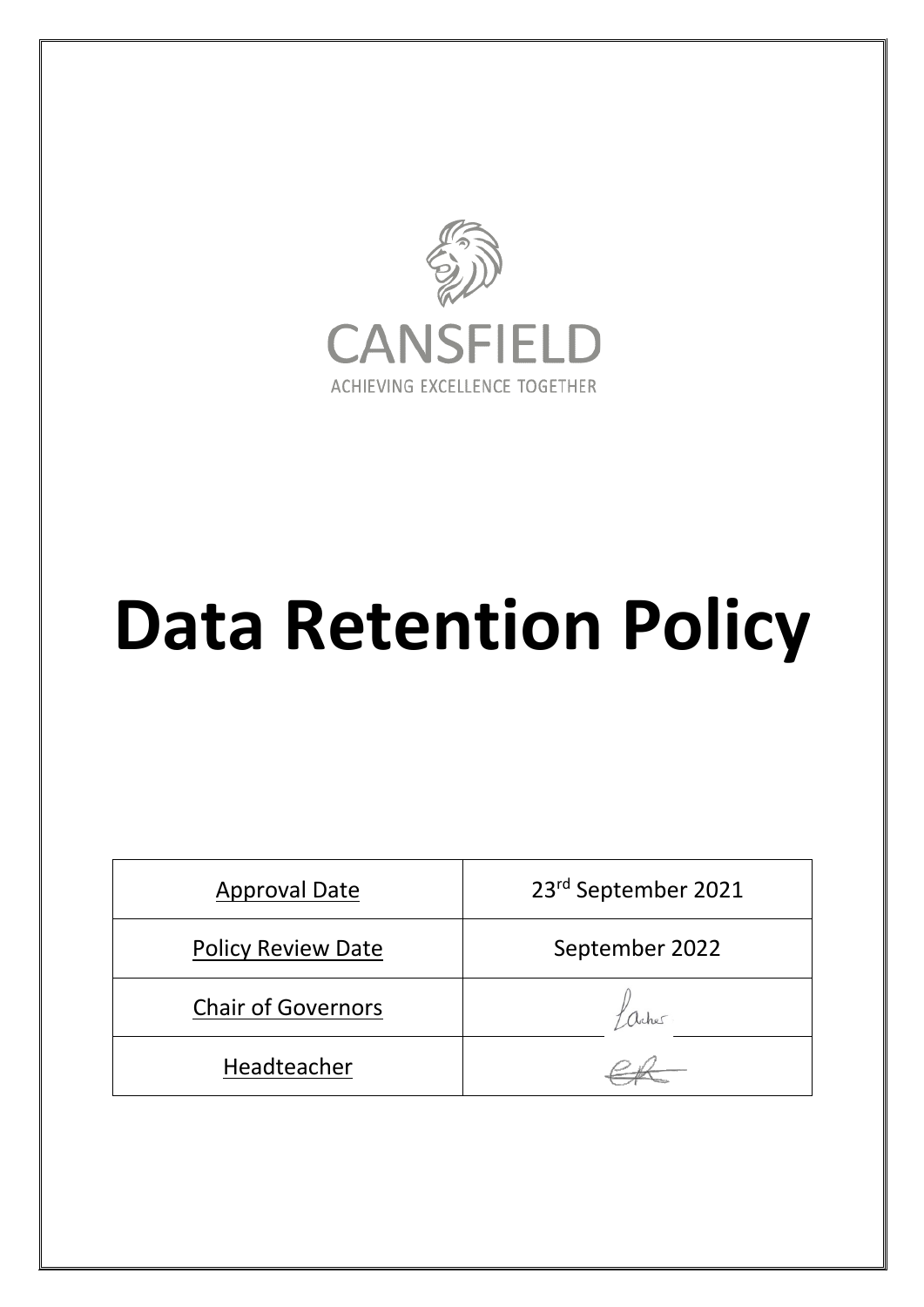CANSFIELD

ACHIEVING EXCELLENCE TOGETHER

# Data Retention Policy

| Approval Date | 23rd September 2021 |
| --- | --- |
| Policy Review Date | September 2022 |
| Chair of Governors | Archer |
| Headteacher | |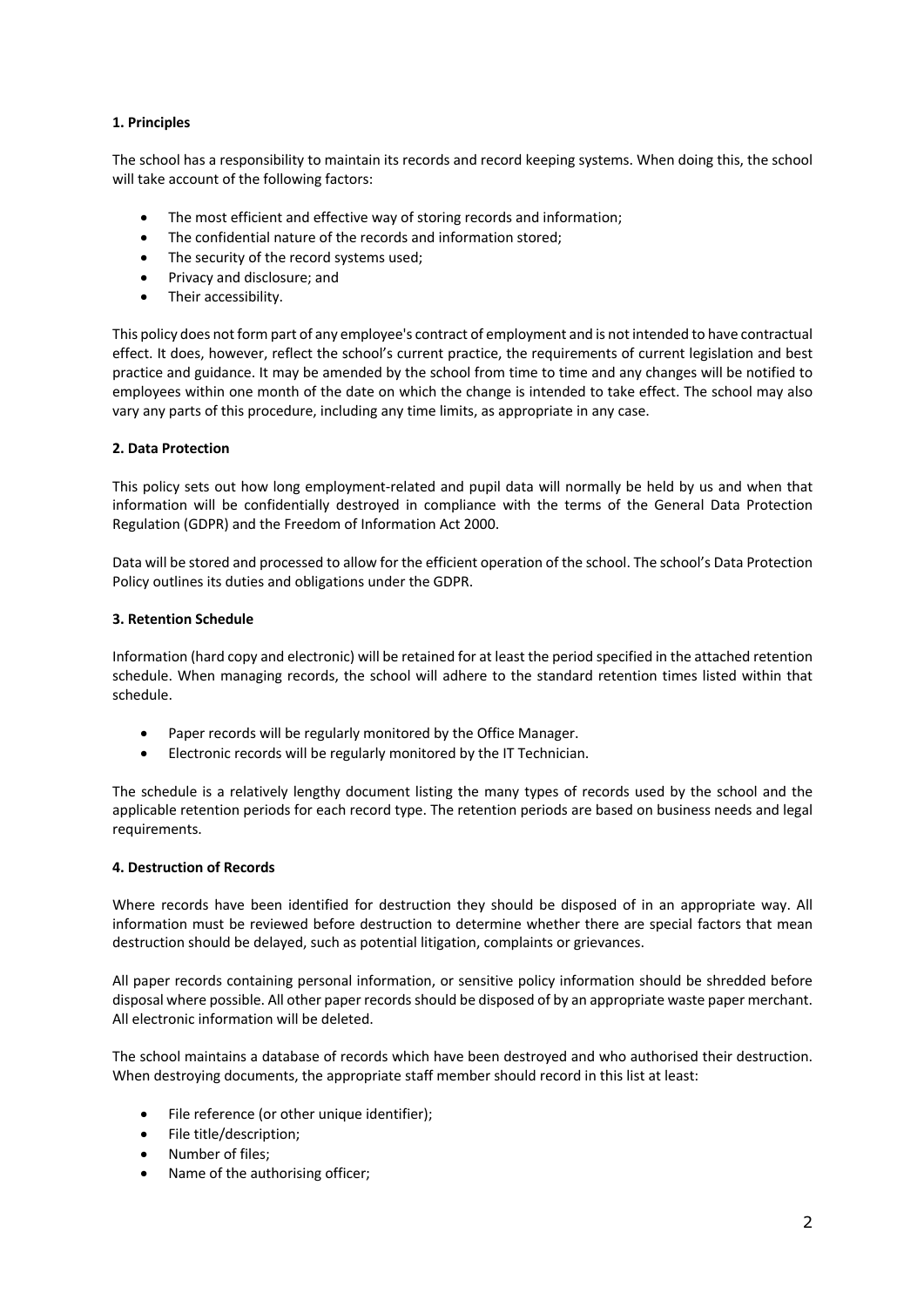**1. Principles**

The school has a responsibility to maintain its records and record keeping systems. When doing this, the school will take account of the following factors:

- The most efficient and effective way of storing records and information;
- The confidential nature of the records and information stored;
- The security of the record systems used;
- Privacy and disclosure; and
- Their accessibility.

This policy does not form part of any employee's contract of employment and is not intended to have contractual effect. It does, however, reflect the school's current practice, the requirements of current legislation and best practice and guidance. It may be amended by the school from time to time and any changes will be notified to employees within one month of the date on which the change is intended to take effect. The school may also vary any parts of this procedure, including any time limits, as appropriate in any case.

**2. Data Protection**

This policy sets out how long employment-related and pupil data will normally be held by us and when that information will be confidentially destroyed in compliance with the terms of the General Data Protection Regulation (GDPR) and the Freedom of Information Act 2000.

Data will be stored and processed to allow for the efficient operation of the school. The school's Data Protection Policy outlines its duties and obligations under the GDPR.

**3. Retention Schedule**

Information (hard copy and electronic) will be retained for at least the period specified in the attached retention schedule. When managing records, the school will adhere to the standard retention times listed within that schedule.

- Paper records will be regularly monitored by the Office Manager.
- Electronic records will be regularly monitored by the IT Technician.

The schedule is a relatively lengthy document listing the many types of records used by the school and the applicable retention periods for each record type. The retention periods are based on business needs and legal requirements.

**4. Destruction of Records**

Where records have been identified for destruction they should be disposed of in an appropriate way. All information must be reviewed before destruction to determine whether there are special factors that mean destruction should be delayed, such as potential litigation, complaints or grievances.

All paper records containing personal information, or sensitive policy information should be shredded before disposal where possible. All other paper records should be disposed of by an appropriate waste paper merchant. All electronic information will be deleted.

The school maintains a database of records which have been destroyed and who authorised their destruction. When destroying documents, the appropriate staff member should record in this list at least:

- File reference (or other unique identifier);
- File title/description;
- Number of files;
- Name of the authorising officer;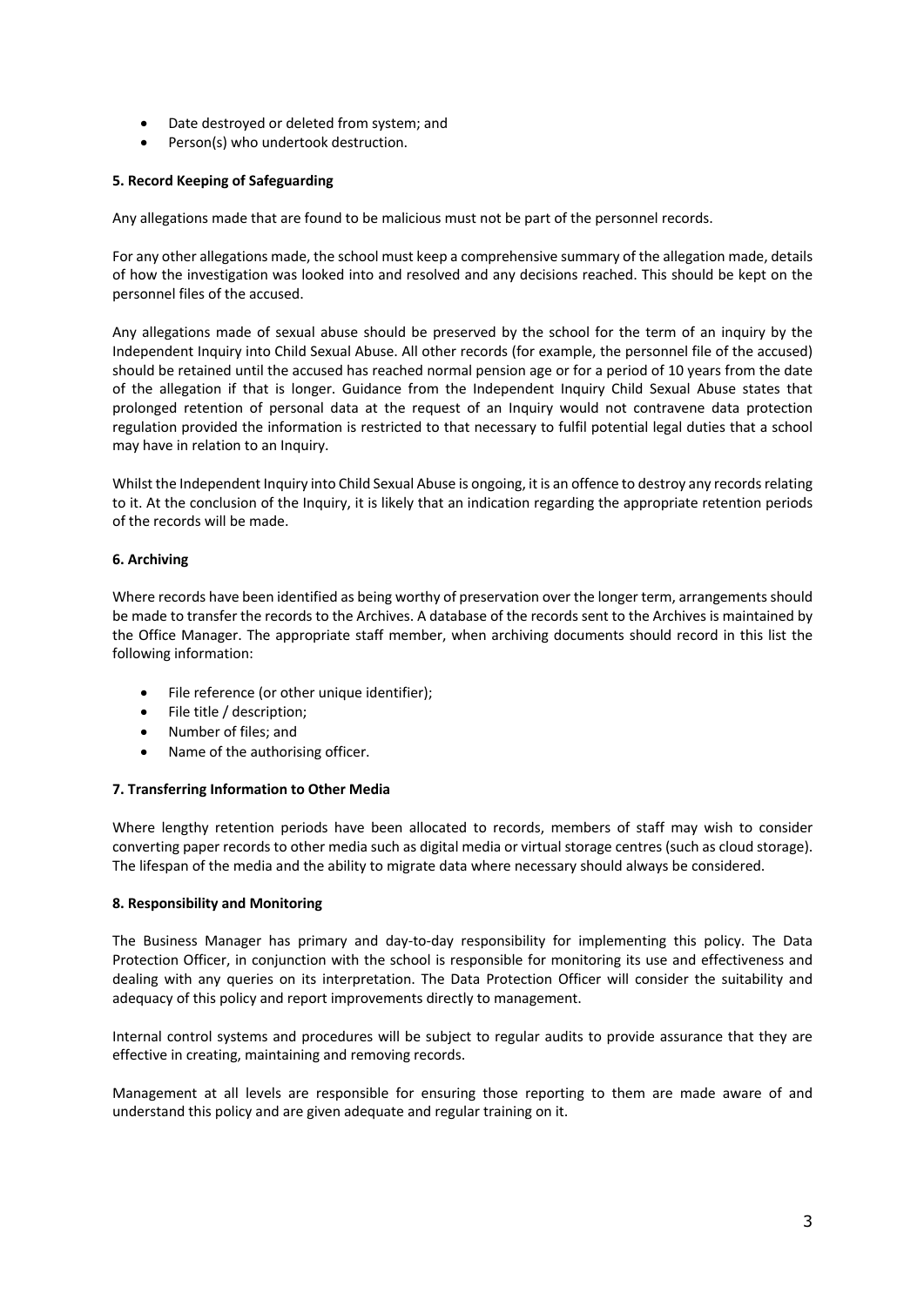- Date destroyed or deleted from system; and
- Person(s) who undertook destruction.

**5. Record Keeping of Safeguarding**

Any allegations made that are found to be malicious must not be part of the personnel records.

For any other allegations made, the school must keep a comprehensive summary of the allegation made, details of how the investigation was looked into and resolved and any decisions reached. This should be kept on the personnel files of the accused.

Any allegations made of sexual abuse should be preserved by the school for the term of an inquiry by the Independent Inquiry into Child Sexual Abuse. All other records (for example, the personnel file of the accused) should be retained until the accused has reached normal pension age or for a period of 10 years from the date of the allegation if that is longer. Guidance from the Independent Inquiry Child Sexual Abuse states that prolonged retention of personal data at the request of an Inquiry would not contravene data protection regulation provided the information is restricted to that necessary to fulfil potential legal duties that a school may have in relation to an Inquiry.

Whilst the Independent Inquiry into Child Sexual Abuse is ongoing, it is an offence to destroy any records relating to it. At the conclusion of the Inquiry, it is likely that an indication regarding the appropriate retention periods of the records will be made.

**6. Archiving**

Where records have been identified as being worthy of preservation over the longer term, arrangements should be made to transfer the records to the Archives. A database of the records sent to the Archives is maintained by the Office Manager. The appropriate staff member, when archiving documents should record in this list the following information:

- File reference (or other unique identifier);
- File title / description;
- Number of files; and
- Name of the authorising officer.

**7. Transferring Information to Other Media**

Where lengthy retention periods have been allocated to records, members of staff may wish to consider converting paper records to other media such as digital media or virtual storage centres (such as cloud storage). The lifespan of the media and the ability to migrate data where necessary should always be considered.

**8. Responsibility and Monitoring**

The Business Manager has primary and day-to-day responsibility for implementing this policy. The Data Protection Officer, in conjunction with the school is responsible for monitoring its use and effectiveness and dealing with any queries on its interpretation. The Data Protection Officer will consider the suitability and adequacy of this policy and report improvements directly to management.

Internal control systems and procedures will be subject to regular audits to provide assurance that they are effective in creating, maintaining and removing records.

Management at all levels are responsible for ensuring those reporting to them are made aware of and understand this policy and are given adequate and regular training on it.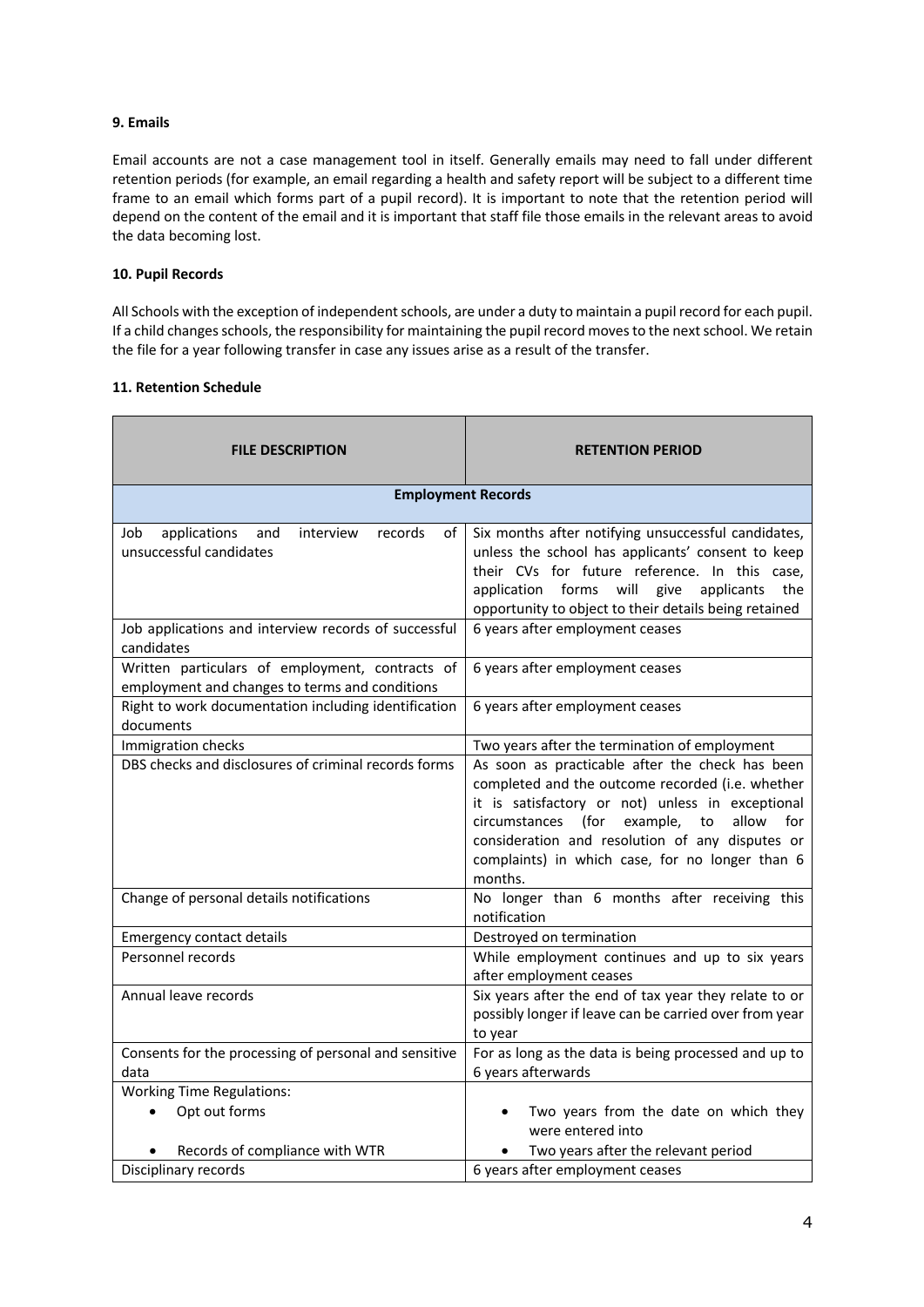**9. Emails**

Email accounts are not a case management tool in itself. Generally emails may need to fall under different retention periods (for example, an email regarding a health and safety report will be subject to a different time frame to an email which forms part of a pupil record). It is important to note that the retention period will depend on the content of the email and it is important that staff file those emails in the relevant areas to avoid the data becoming lost.

**10. Pupil Records**

All Schools with the exception of independent schools, are under a duty to maintain a pupil record for each pupil. If a child changes schools, the responsibility for maintaining the pupil record moves to the next school. We retain the file for a year following transfer in case any issues arise as a result of the transfer.

**11. Retention Schedule**

| FILE DESCRIPTION | RETENTION PERIOD |
|---|---|
| **Employment Records** | |
| Job applications and interview records of unsuccessful candidates | Six months after notifying unsuccessful candidates, unless the school has applicants' consent to keep their CVs for future reference. In this case, application forms will give applicants the opportunity to object to their details being retained |
| Job applications and interview records of successful candidates | 6 years after employment ceases |
| Written particulars of employment, contracts of employment and changes to terms and conditions | 6 years after employment ceases |
| Right to work documentation including identification documents | 6 years after employment ceases |
| Immigration checks | Two years after the termination of employment |
| DBS checks and disclosures of criminal records forms | As soon as practicable after the check has been completed and the outcome recorded (i.e. whether it is satisfactory or not) unless in exceptional circumstances (for example, to allow for consideration and resolution of any disputes or complaints) in which case, for no longer than 6 months. |
| Change of personal details notifications | No longer than 6 months after receiving this notification |
| Emergency contact details | Destroyed on termination |
| Personnel records | While employment continues and up to six years after employment ceases |
| Annual leave records | Six years after the end of tax year they relate to or possibly longer if leave can be carried over from year to year |
| Consents for the processing of personal and sensitive data | For as long as the data is being processed and up to 6 years afterwards |
| Working Time Regulations:<br>• Opt out forms<br>• Records of compliance with WTR | <br>• Two years from the date on which they were entered into<br>• Two years after the relevant period |
| Disciplinary records | 6 years after employment ceases |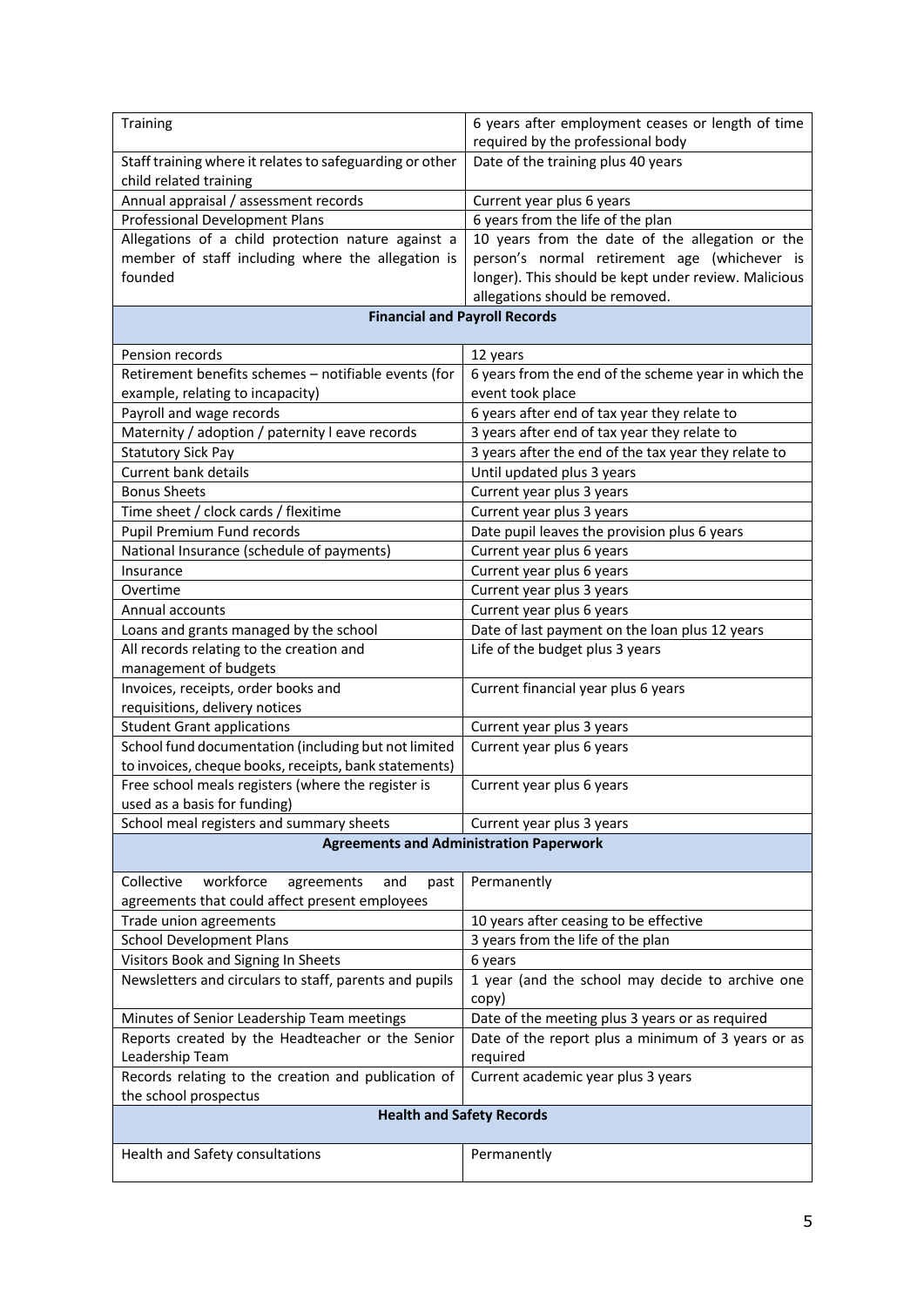| | |
|---|---|
| Training | 6 years after employment ceases or length of time required by the professional body |
| Staff training where it relates to safeguarding or other child related training | Date of the training plus 40 years |
| Annual appraisal / assessment records | Current year plus 6 years |
| Professional Development Plans | 6 years from the life of the plan |
| Allegations of a child protection nature against a member of staff including where the allegation is founded | 10 years from the date of the allegation or the person's normal retirement age (whichever is longer). This should be kept under review. Malicious allegations should be removed. |
| **Financial and Payroll Records** | |
| Pension records | 12 years |
| Retirement benefits schemes – notifiable events (for example, relating to incapacity) | 6 years from the end of the scheme year in which the event took place |
| Payroll and wage records | 6 years after end of tax year they relate to |
| Maternity / adoption / paternity l eave records | 3 years after end of tax year they relate to |
| Statutory Sick Pay | 3 years after the end of the tax year they relate to |
| Current bank details | Until updated plus 3 years |
| Bonus Sheets | Current year plus 3 years |
| Time sheet / clock cards / flexitime | Current year plus 3 years |
| Pupil Premium Fund records | Date pupil leaves the provision plus 6 years |
| National Insurance (schedule of payments) | Current year plus 6 years |
| Insurance | Current year plus 6 years |
| Overtime | Current year plus 3 years |
| Annual accounts | Current year plus 6 years |
| Loans and grants managed by the school | Date of last payment on the loan plus 12 years |
| All records relating to the creation and management of budgets | Life of the budget plus 3 years |
| Invoices, receipts, order books and requisitions, delivery notices | Current financial year plus 6 years |
| Student Grant applications | Current year plus 3 years |
| School fund documentation (including but not limited to invoices, cheque books, receipts, bank statements) | Current year plus 6 years |
| Free school meals registers (where the register is used as a basis for funding) | Current year plus 6 years |
| School meal registers and summary sheets | Current year plus 3 years |
| **Agreements and Administration Paperwork** | |
| Collective workforce agreements and past agreements that could affect present employees | Permanently |
| Trade union agreements | 10 years after ceasing to be effective |
| School Development Plans | 3 years from the life of the plan |
| Visitors Book and Signing In Sheets | 6 years |
| Newsletters and circulars to staff, parents and pupils | 1 year (and the school may decide to archive one copy) |
| Minutes of Senior Leadership Team meetings | Date of the meeting plus 3 years or as required |
| Reports created by the Headteacher or the Senior Leadership Team | Date of the report plus a minimum of 3 years or as required |
| Records relating to the creation and publication of the school prospectus | Current academic year plus 3 years |
| **Health and Safety Records** | |
| Health and Safety consultations | Permanently |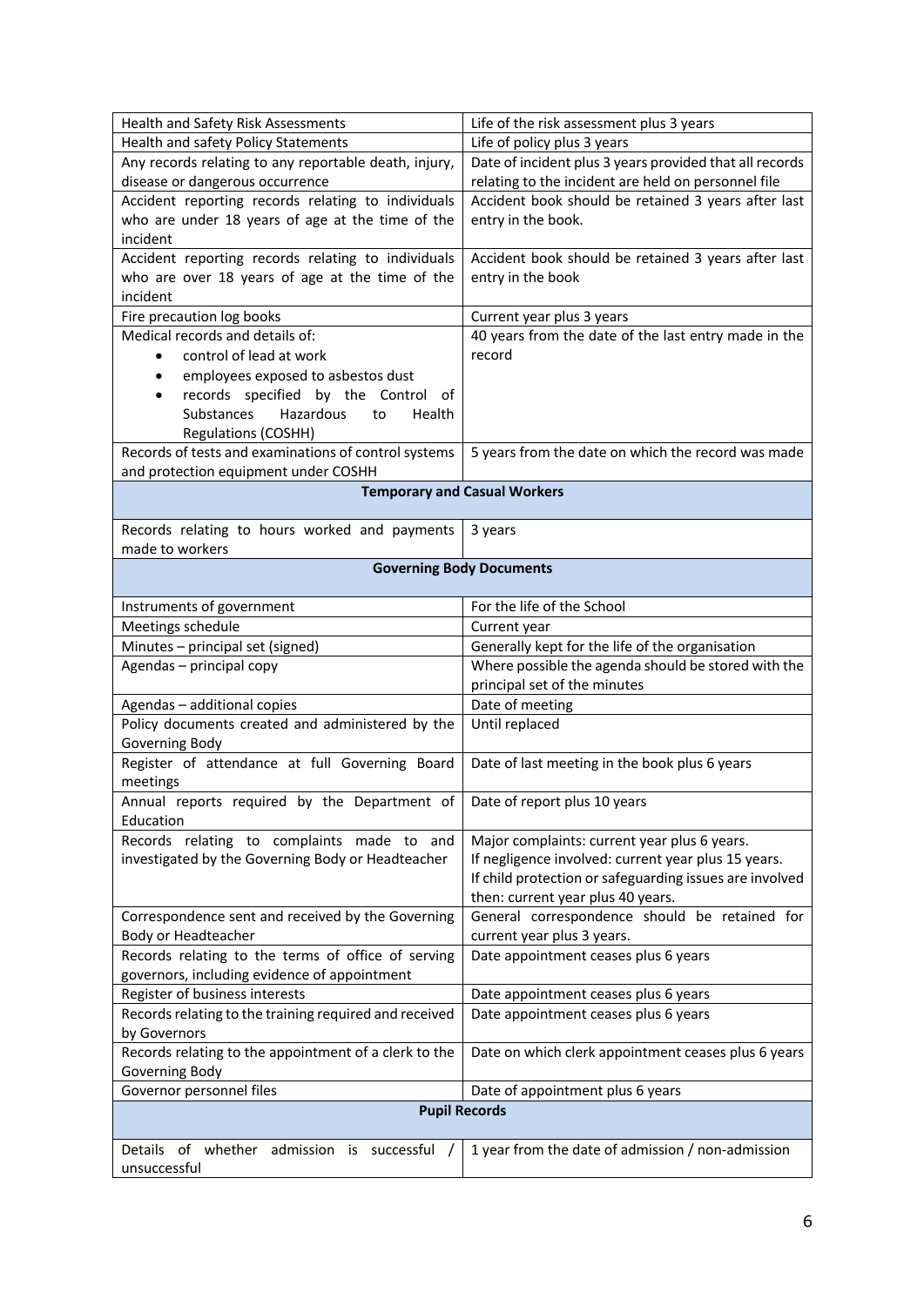| | |
|---|---|
| Health and Safety Risk Assessments | Life of the risk assessment plus 3 years |
| Health and safety Policy Statements | Life of policy plus 3 years |
| Any records relating to any reportable death, injury, disease or dangerous occurrence | Date of incident plus 3 years provided that all records relating to the incident are held on personnel file |
| Accident reporting records relating to individuals who are under 18 years of age at the time of the incident | Accident book should be retained 3 years after last entry in the book. |
| Accident reporting records relating to individuals who are over 18 years of age at the time of the incident | Accident book should be retained 3 years after last entry in the book |
| Fire precaution log books | Current year plus 3 years |
| Medical records and details of:<br>• control of lead at work<br>• employees exposed to asbestos dust<br>• records specified by the Control of Substances Hazardous to Health Regulations (COSHH) | 40 years from the date of the last entry made in the record |
| Records of tests and examinations of control systems and protection equipment under COSHH | 5 years from the date on which the record was made |
| **Temporary and Casual Workers** | |
| Records relating to hours worked and payments made to workers | 3 years |
| **Governing Body Documents** | |
| Instruments of government | For the life of the School |
| Meetings schedule | Current year |
| Minutes – principal set (signed) | Generally kept for the life of the organisation |
| Agendas – principal copy | Where possible the agenda should be stored with the principal set of the minutes |
| Agendas – additional copies | Date of meeting |
| Policy documents created and administered by the Governing Body | Until replaced |
| Register of attendance at full Governing Board meetings | Date of last meeting in the book plus 6 years |
| Annual reports required by the Department of Education | Date of report plus 10 years |
| Records relating to complaints made to and investigated by the Governing Body or Headteacher | Major complaints: current year plus 6 years.<br>If negligence involved: current year plus 15 years.<br>If child protection or safeguarding issues are involved then: current year plus 40 years. |
| Correspondence sent and received by the Governing Body or Headteacher | General correspondence should be retained for current year plus 3 years. |
| Records relating to the terms of office of serving governors, including evidence of appointment | Date appointment ceases plus 6 years |
| Register of business interests | Date appointment ceases plus 6 years |
| Records relating to the training required and received by Governors | Date appointment ceases plus 6 years |
| Records relating to the appointment of a clerk to the Governing Body | Date on which clerk appointment ceases plus 6 years |
| Governor personnel files | Date of appointment plus 6 years |
| **Pupil Records** | |
| Details of whether admission is successful / unsuccessful | 1 year from the date of admission / non-admission |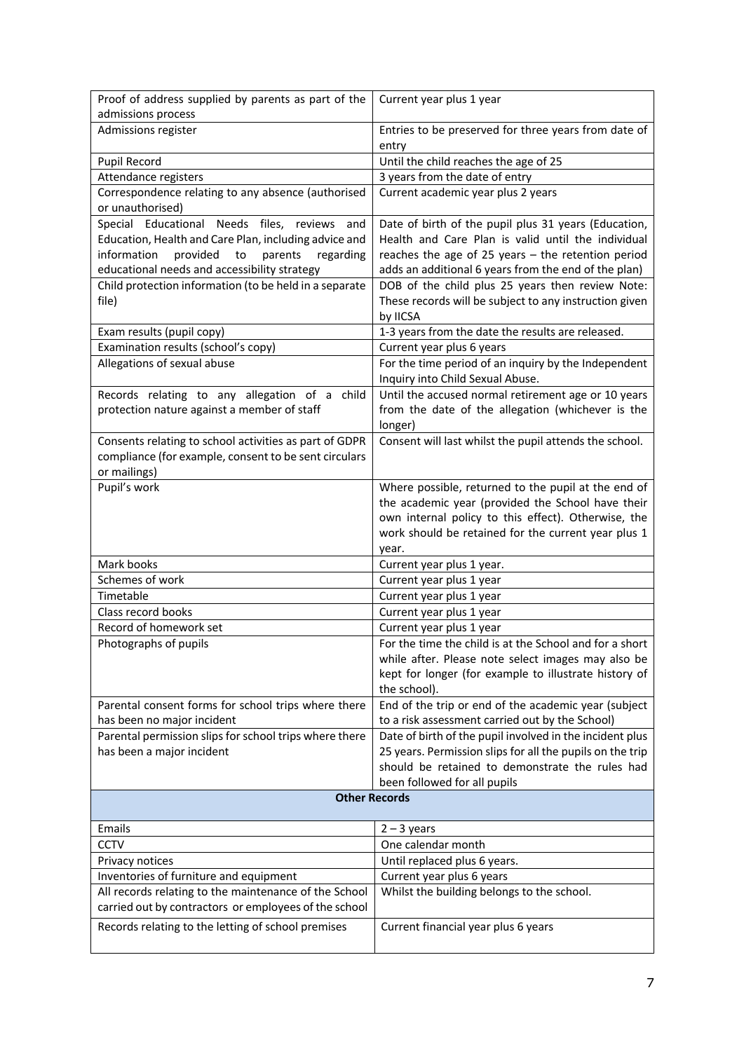| | |
|---|---|
| Proof of address supplied by parents as part of the admissions process | Current year plus 1 year |
| Admissions register | Entries to be preserved for three years from date of entry |
| Pupil Record | Until the child reaches the age of 25 |
| Attendance registers | 3 years from the date of entry |
| Correspondence relating to any absence (authorised or unauthorised) | Current academic year plus 2 years |
| Special Educational Needs files, reviews and Education, Health and Care Plan, including advice and information provided to parents regarding educational needs and accessibility strategy | Date of birth of the pupil plus 31 years (Education, Health and Care Plan is valid until the individual reaches the age of 25 years – the retention period adds an additional 6 years from the end of the plan) |
| Child protection information (to be held in a separate file) | DOB of the child plus 25 years then review Note: These records will be subject to any instruction given by IICSA |
| Exam results (pupil copy) | 1-3 years from the date the results are released. |
| Examination results (school's copy) | Current year plus 6 years |
| Allegations of sexual abuse | For the time period of an inquiry by the Independent Inquiry into Child Sexual Abuse. |
| Records relating to any allegation of a child protection nature against a member of staff | Until the accused normal retirement age or 10 years from the date of the allegation (whichever is the longer) |
| Consents relating to school activities as part of GDPR compliance (for example, consent to be sent circulars or mailings) | Consent will last whilst the pupil attends the school. |
| Pupil's work | Where possible, returned to the pupil at the end of the academic year (provided the School have their own internal policy to this effect). Otherwise, the work should be retained for the current year plus 1 year. |
| Mark books | Current year plus 1 year. |
| Schemes of work | Current year plus 1 year |
| Timetable | Current year plus 1 year |
| Class record books | Current year plus 1 year |
| Record of homework set | Current year plus 1 year |
| Photographs of pupils | For the time the child is at the School and for a short while after. Please note select images may also be kept for longer (for example to illustrate history of the school). |
| Parental consent forms for school trips where there has been no major incident | End of the trip or end of the academic year (subject to a risk assessment carried out by the School) |
| Parental permission slips for school trips where there has been a major incident | Date of birth of the pupil involved in the incident plus 25 years. Permission slips for all the pupils on the trip should be retained to demonstrate the rules had been followed for all pupils |
| **Other Records** | |
| Emails | 2 – 3 years |
| CCTV | One calendar month |
| Privacy notices | Until replaced plus 6 years. |
| Inventories of furniture and equipment | Current year plus 6 years |
| All records relating to the maintenance of the School carried out by contractors or employees of the school | Whilst the building belongs to the school. |
| Records relating to the letting of school premises | Current financial year plus 6 years |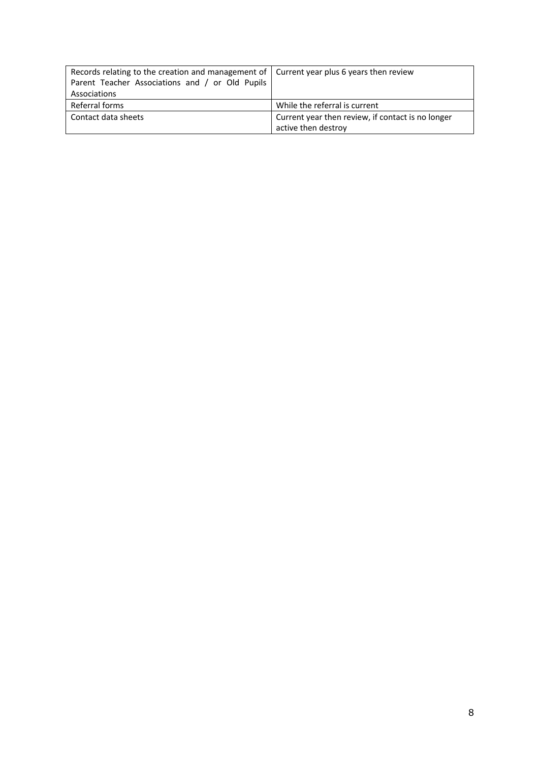| | |
|---|---|
| Records relating to the creation and management of Parent Teacher Associations and / or Old Pupils Associations | Current year plus 6 years then review |
| Referral forms | While the referral is current |
| Contact data sheets | Current year then review, if contact is no longer active then destroy |